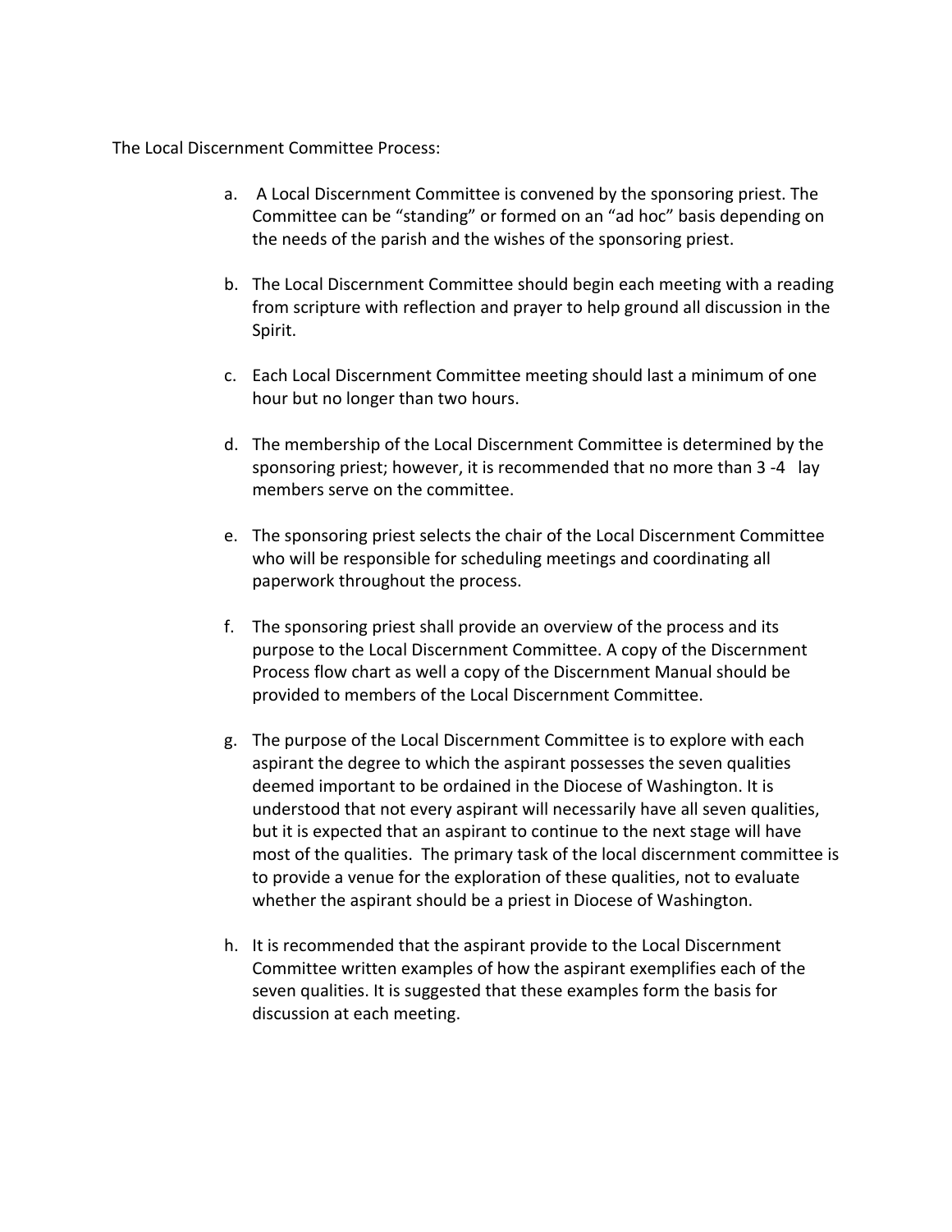The Local Discernment Committee Process:

a. A Local Discernment Committee is convened by the sponsoring priest. The Committee can be "standing" or formed on an "ad hoc" basis depending on the needs of the parish and the wishes of the sponsoring priest.

b. The Local Discernment Committee should begin each meeting with a reading from scripture with reflection and prayer to help ground all discussion in the Spirit.

c. Each Local Discernment Committee meeting should last a minimum of one hour but no longer than two hours.

d. The membership of the Local Discernment Committee is determined by the sponsoring priest; however, it is recommended that no more than 3 -4 lay members serve on the committee.

e. The sponsoring priest selects the chair of the Local Discernment Committee who will be responsible for scheduling meetings and coordinating all paperwork throughout the process.

f. The sponsoring priest shall provide an overview of the process and its purpose to the Local Discernment Committee. A copy of the Discernment Process flow chart as well a copy of the Discernment Manual should be provided to members of the Local Discernment Committee.

g. The purpose of the Local Discernment Committee is to explore with each aspirant the degree to which the aspirant possesses the seven qualities deemed important to be ordained in the Diocese of Washington. It is understood that not every aspirant will necessarily have all seven qualities, but it is expected that an aspirant to continue to the next stage will have most of the qualities. The primary task of the local discernment committee is to provide a venue for the exploration of these qualities, not to evaluate whether the aspirant should be a priest in Diocese of Washington.

h. It is recommended that the aspirant provide to the Local Discernment Committee written examples of how the aspirant exemplifies each of the seven qualities. It is suggested that these examples form the basis for discussion at each meeting.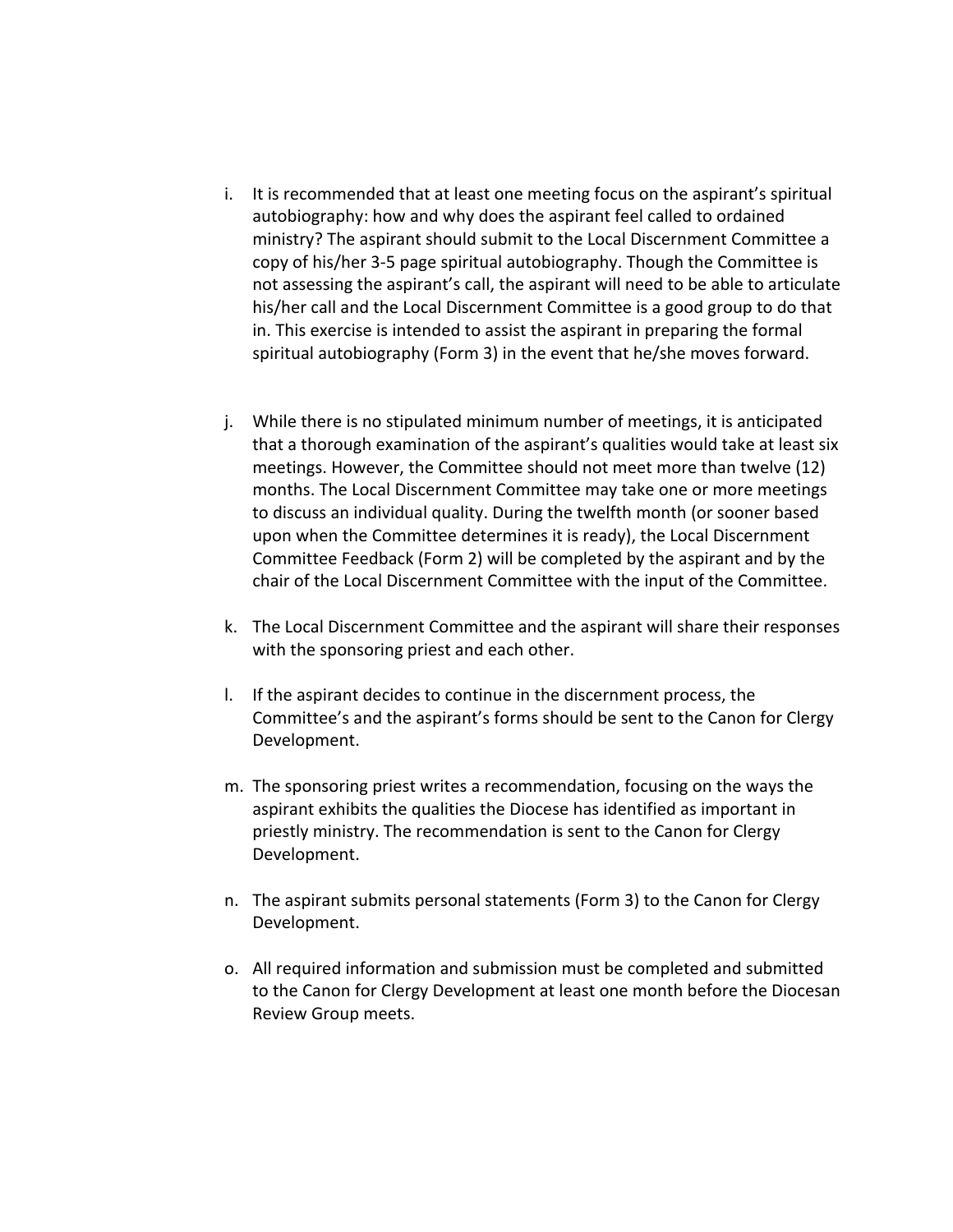i. It is recommended that at least one meeting focus on the aspirant's spiritual autobiography: how and why does the aspirant feel called to ordained ministry? The aspirant should submit to the Local Discernment Committee a copy of his/her 3-5 page spiritual autobiography. Though the Committee is not assessing the aspirant's call, the aspirant will need to be able to articulate his/her call and the Local Discernment Committee is a good group to do that in. This exercise is intended to assist the aspirant in preparing the formal spiritual autobiography (Form 3) in the event that he/she moves forward.

j. While there is no stipulated minimum number of meetings, it is anticipated that a thorough examination of the aspirant's qualities would take at least six meetings. However, the Committee should not meet more than twelve (12) months. The Local Discernment Committee may take one or more meetings to discuss an individual quality. During the twelfth month (or sooner based upon when the Committee determines it is ready), the Local Discernment Committee Feedback (Form 2) will be completed by the aspirant and by the chair of the Local Discernment Committee with the input of the Committee.

k. The Local Discernment Committee and the aspirant will share their responses with the sponsoring priest and each other.

l. If the aspirant decides to continue in the discernment process, the Committee's and the aspirant's forms should be sent to the Canon for Clergy Development.

m. The sponsoring priest writes a recommendation, focusing on the ways the aspirant exhibits the qualities the Diocese has identified as important in priestly ministry. The recommendation is sent to the Canon for Clergy Development.

n. The aspirant submits personal statements (Form 3) to the Canon for Clergy Development.

o. All required information and submission must be completed and submitted to the Canon for Clergy Development at least one month before the Diocesan Review Group meets.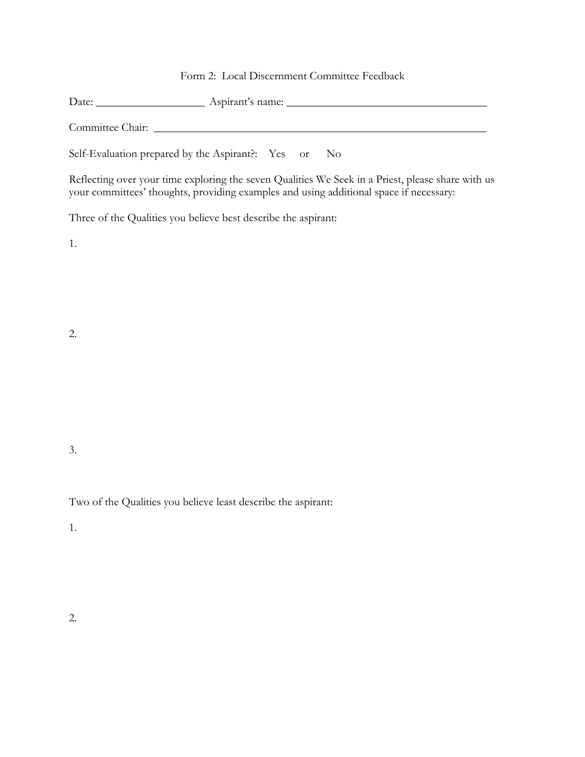Form 2: Local Discernment Committee Feedback

Date: ___________________ Aspirant's name: ___________________________________

Committee Chair: ____________________________________________________________

Self-Evaluation prepared by the Aspirant?: Yes or No

Reflecting over your time exploring the seven Qualities We Seek in a Priest, please share with us your committees' thoughts, providing examples and using additional space if necessary:

Three of the Qualities you believe best describe the aspirant:

1.

2.

3.

Two of the Qualities you believe least describe the aspirant:

1.

2.